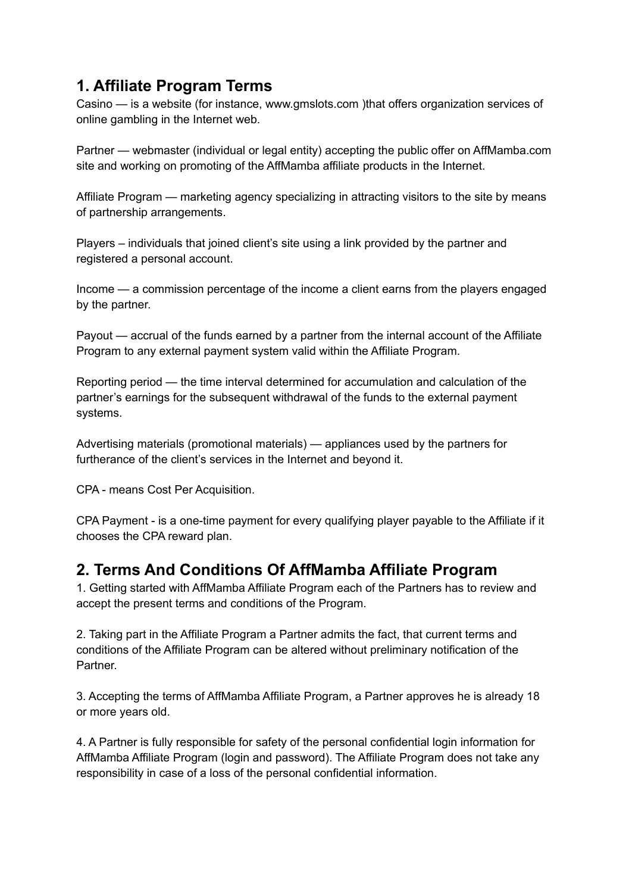## 1. Affiliate Program Terms

Casino — is a website (for instance, www.gmslots.com )that offers organization services of online gambling in the Internet web.

Partner — webmaster (individual or legal entity) accepting the public offer on AffMamba.com site and working on promoting of the AffMamba affiliate products in the Internet.

Affiliate Program — marketing agency specializing in attracting visitors to the site by means of partnership arrangements.

Players – individuals that joined client's site using a link provided by the partner and registered a personal account.

Income — a commission percentage of the income a client earns from the players engaged by the partner.

Payout — accrual of the funds earned by a partner from the internal account of the Affiliate Program to any external payment system valid within the Affiliate Program.

Reporting period — the time interval determined for accumulation and calculation of the partner's earnings for the subsequent withdrawal of the funds to the external payment systems.

Advertising materials (promotional materials) — appliances used by the partners for furtherance of the client's services in the Internet and beyond it.

CPA - means Cost Per Acquisition.

CPA Payment - is a one-time payment for every qualifying player payable to the Affiliate if it chooses the CPA reward plan.

## 2. Terms And Conditions Of AffMamba Affiliate Program

1. Getting started with AffMamba Affiliate Program each of the Partners has to review and accept the present terms and conditions of the Program.

2. Taking part in the Affiliate Program a Partner admits the fact, that current terms and conditions of the Affiliate Program can be altered without preliminary notification of the Partner.

3. Accepting the terms of AffMamba Affiliate Program, a Partner approves he is already 18 or more years old.

4. A Partner is fully responsible for safety of the personal confidential login information for AffMamba Affiliate Program (login and password). The Affiliate Program does not take any responsibility in case of a loss of the personal confidential information.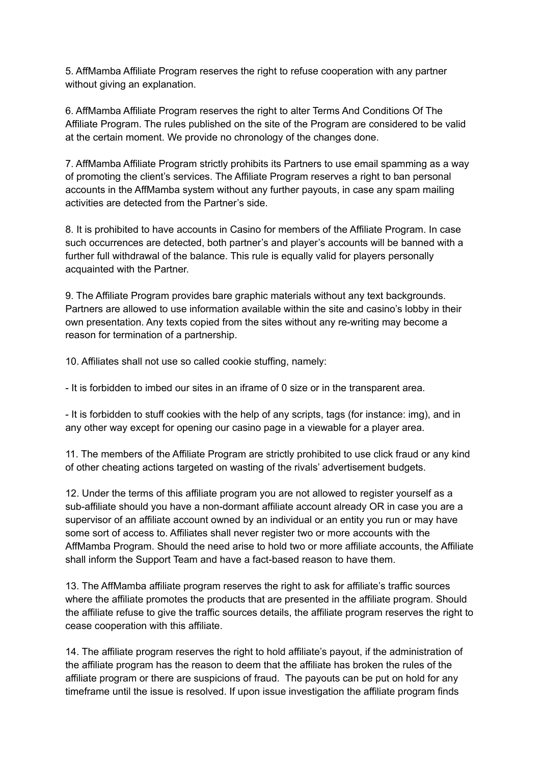5. AffMamba Affiliate Program reserves the right to refuse cooperation with any partner without giving an explanation.

6. AffMamba Affiliate Program reserves the right to alter Terms And Conditions Of The Affiliate Program. The rules published on the site of the Program are considered to be valid at the certain moment. We provide no chronology of the changes done.

7. AffMamba Affiliate Program strictly prohibits its Partners to use email spamming as a way of promoting the client's services. The Affiliate Program reserves a right to ban personal accounts in the AffMamba system without any further payouts, in case any spam mailing activities are detected from the Partner's side.

8. It is prohibited to have accounts in Casino for members of the Affiliate Program. In case such occurrences are detected, both partner's and player's accounts will be banned with a further full withdrawal of the balance. This rule is equally valid for players personally acquainted with the Partner.

9. The Affiliate Program provides bare graphic materials without any text backgrounds. Partners are allowed to use information available within the site and casino's lobby in their own presentation. Any texts copied from the sites without any re-writing may become a reason for termination of a partnership.

10. Affiliates shall not use so called cookie stuffing, namely:

- It is forbidden to imbed our sites in an iframe of 0 size or in the transparent area.

- It is forbidden to stuff cookies with the help of any scripts, tags (for instance: img), and in any other way except for opening our casino page in a viewable for a player area.

11. The members of the Affiliate Program are strictly prohibited to use click fraud or any kind of other cheating actions targeted on wasting of the rivals' advertisement budgets.

12. Under the terms of this affiliate program you are not allowed to register yourself as a sub-affiliate should you have a non-dormant affiliate account already OR in case you are a supervisor of an affiliate account owned by an individual or an entity you run or may have some sort of access to. Affiliates shall never register two or more accounts with the AffMamba Program. Should the need arise to hold two or more affiliate accounts, the Affiliate shall inform the Support Team and have a fact-based reason to have them.

13. The AffMamba affiliate program reserves the right to ask for affiliate's traffic sources where the affiliate promotes the products that are presented in the affiliate program. Should the affiliate refuse to give the traffic sources details, the affiliate program reserves the right to cease cooperation with this affiliate.

14. The affiliate program reserves the right to hold affiliate's payout, if the administration of the affiliate program has the reason to deem that the affiliate has broken the rules of the affiliate program or there are suspicions of fraud. The payouts can be put on hold for any timeframe until the issue is resolved. If upon issue investigation the affiliate program finds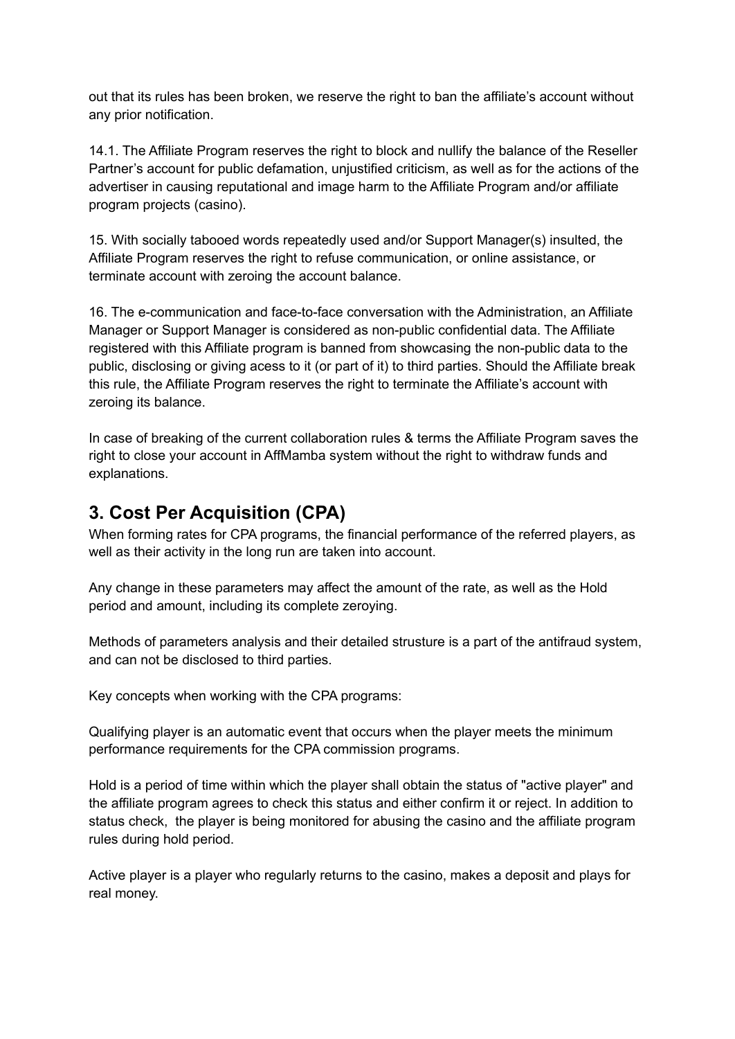out that its rules has been broken, we reserve the right to ban the affiliate's account without any prior notification.

14.1. The Affiliate Program reserves the right to block and nullify the balance of the Reseller Partner's account for public defamation, unjustified criticism, as well as for the actions of the advertiser in causing reputational and image harm to the Affiliate Program and/or affiliate program projects (casino).

15. With socially tabooed words repeatedly used and/or Support Manager(s) insulted, the Affiliate Program reserves the right to refuse communication, or online assistance, or terminate account with zeroing the account balance.

16. The e-communication and face-to-face conversation with the Administration, an Affiliate Manager or Support Manager is considered as non-public confidential data. The Affiliate registered with this Affiliate program is banned from showcasing the non-public data to the public, disclosing or giving acess to it (or part of it) to third parties. Should the Affiliate break this rule, the Affiliate Program reserves the right to terminate the Affiliate's account with zeroing its balance.

In case of breaking of the current collaboration rules & terms the Affiliate Program saves the right to close your account in AffMamba system without the right to withdraw funds and explanations.

## 3. Cost Per Acquisition (CPA)

When forming rates for CPA programs, the financial performance of the referred players, as well as their activity in the long run are taken into account.

Any change in these parameters may affect the amount of the rate, as well as the Hold period and amount, including its complete zeroying.

Methods of parameters analysis and their detailed strusture is a part of the antifraud system, and can not be disclosed to third parties.

Key concepts when working with the CPA programs:

Qualifying player is an automatic event that occurs when the player meets the minimum performance requirements for the CPA commission programs.

Hold is a period of time within which the player shall obtain the status of "active player" and the affiliate program agrees to check this status and either confirm it or reject. In addition to status check, the player is being monitored for abusing the casino and the affiliate program rules during hold period.

Active player is a player who regularly returns to the casino, makes a deposit and plays for real money.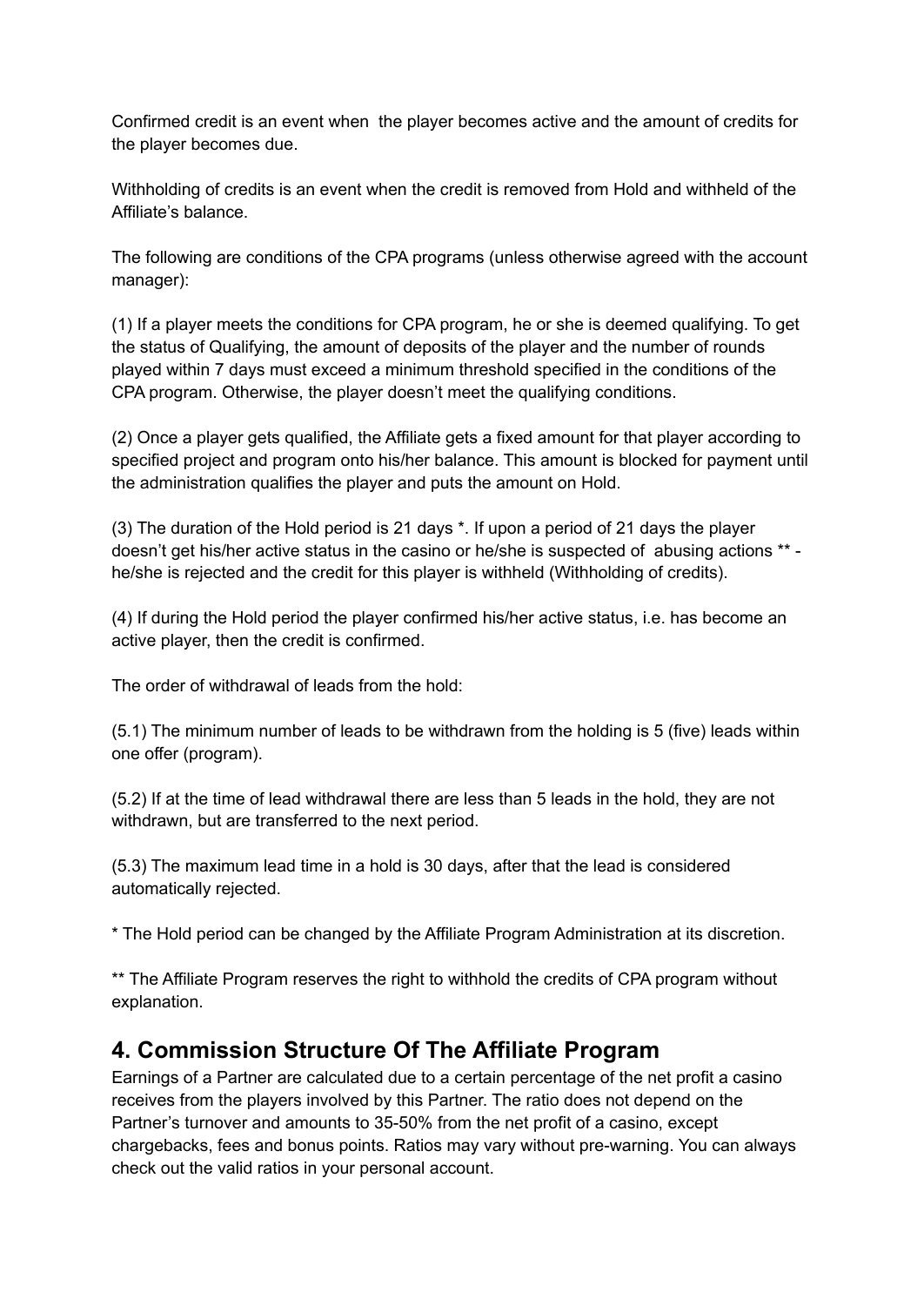Confirmed credit is an event when  the player becomes active and the amount of credits for the player becomes due.

Withholding of credits is an event when the credit is removed from Hold and withheld of the Affiliate's balance.

The following are conditions of the CPA programs (unless otherwise agreed with the account manager):

(1) If a player meets the conditions for CPA program, he or she is deemed qualifying. To get the status of Qualifying, the amount of deposits of the player and the number of rounds played within 7 days must exceed a minimum threshold specified in the conditions of the CPA program. Otherwise, the player doesn't meet the qualifying conditions.

(2) Once a player gets qualified, the Affiliate gets a fixed amount for that player according to specified project and program onto his/her balance. This amount is blocked for payment until the administration qualifies the player and puts the amount on Hold.

(3) The duration of the Hold period is 21 days *. If upon a period of 21 days the player doesn't get his/her active status in the casino or he/she is suspected of  abusing actions ** - he/she is rejected and the credit for this player is withheld (Withholding of credits).

(4) If during the Hold period the player confirmed his/her active status, i.e. has become an active player, then the credit is confirmed.

The order of withdrawal of leads from the hold:

(5.1) The minimum number of leads to be withdrawn from the holding is 5 (five) leads within one offer (program).

(5.2) If at the time of lead withdrawal there are less than 5 leads in the hold, they are not withdrawn, but are transferred to the next period.

(5.3) The maximum lead time in a hold is 30 days, after that the lead is considered automatically rejected.

* The Hold period can be changed by the Affiliate Program Administration at its discretion.

** The Affiliate Program reserves the right to withhold the credits of CPA program without explanation.

## 4. Commission Structure Of The Affiliate Program

Earnings of a Partner are calculated due to a certain percentage of the net profit a casino receives from the players involved by this Partner. The ratio does not depend on the Partner's turnover and amounts to 35-50% from the net profit of a casino, except chargebacks, fees and bonus points. Ratios may vary without pre-warning. You can always check out the valid ratios in your personal account.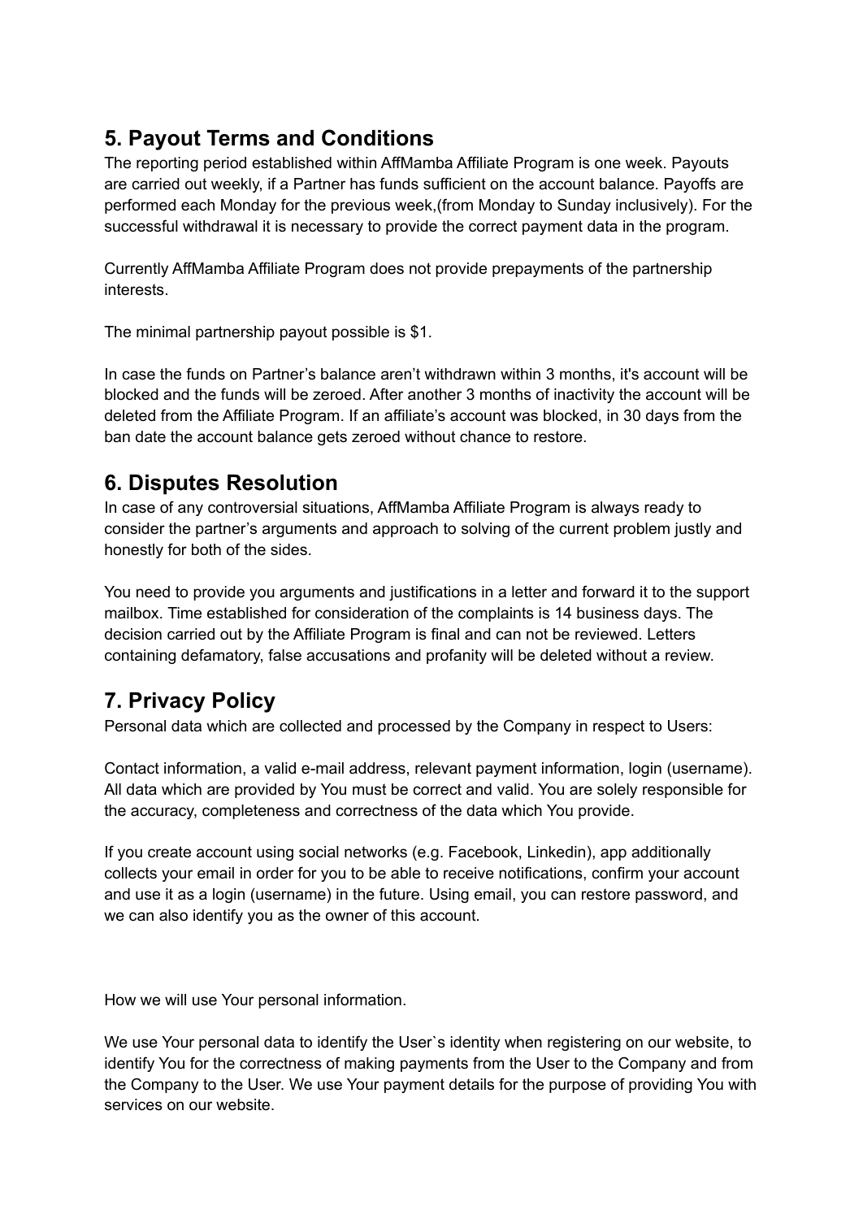## 5. Payout Terms and Conditions

The reporting period established within AffMamba Affiliate Program is one week. Payouts are carried out weekly, if a Partner has funds sufficient on the account balance. Payoffs are performed each Monday for the previous week,(from Monday to Sunday inclusively). For the successful withdrawal it is necessary to provide the correct payment data in the program.

Currently AffMamba Affiliate Program does not provide prepayments of the partnership interests.

The minimal partnership payout possible is $1.

In case the funds on Partner's balance aren't withdrawn within 3 months, it's account will be blocked and the funds will be zeroed. After another 3 months of inactivity the account will be deleted from the Affiliate Program. If an affiliate's account was blocked, in 30 days from the ban date the account balance gets zeroed without chance to restore.

## 6. Disputes Resolution

In case of any controversial situations, AffMamba Affiliate Program is always ready to consider the partner's arguments and approach to solving of the current problem justly and honestly for both of the sides.

You need to provide you arguments and justifications in a letter and forward it to the support mailbox. Time established for consideration of the complaints is 14 business days. The decision carried out by the Affiliate Program is final and can not be reviewed. Letters containing defamatory, false accusations and profanity will be deleted without a review.

## 7. Privacy Policy

Personal data which are collected and processed by the Company in respect to Users:

Contact information, a valid e-mail address, relevant payment information, login (username). All data which are provided by You must be correct and valid. You are solely responsible for the accuracy, completeness and correctness of the data which You provide.

If you create account using social networks (e.g. Facebook, Linkedin), app additionally collects your email in order for you to be able to receive notifications, confirm your account and use it as a login (username) in the future. Using email, you can restore password, and we can also identify you as the owner of this account.

How we will use Your personal information.

We use Your personal data to identify the User`s identity when registering on our website, to identify You for the correctness of making payments from the User to the Company and from the Company to the User. We use Your payment details for the purpose of providing You with services on our website.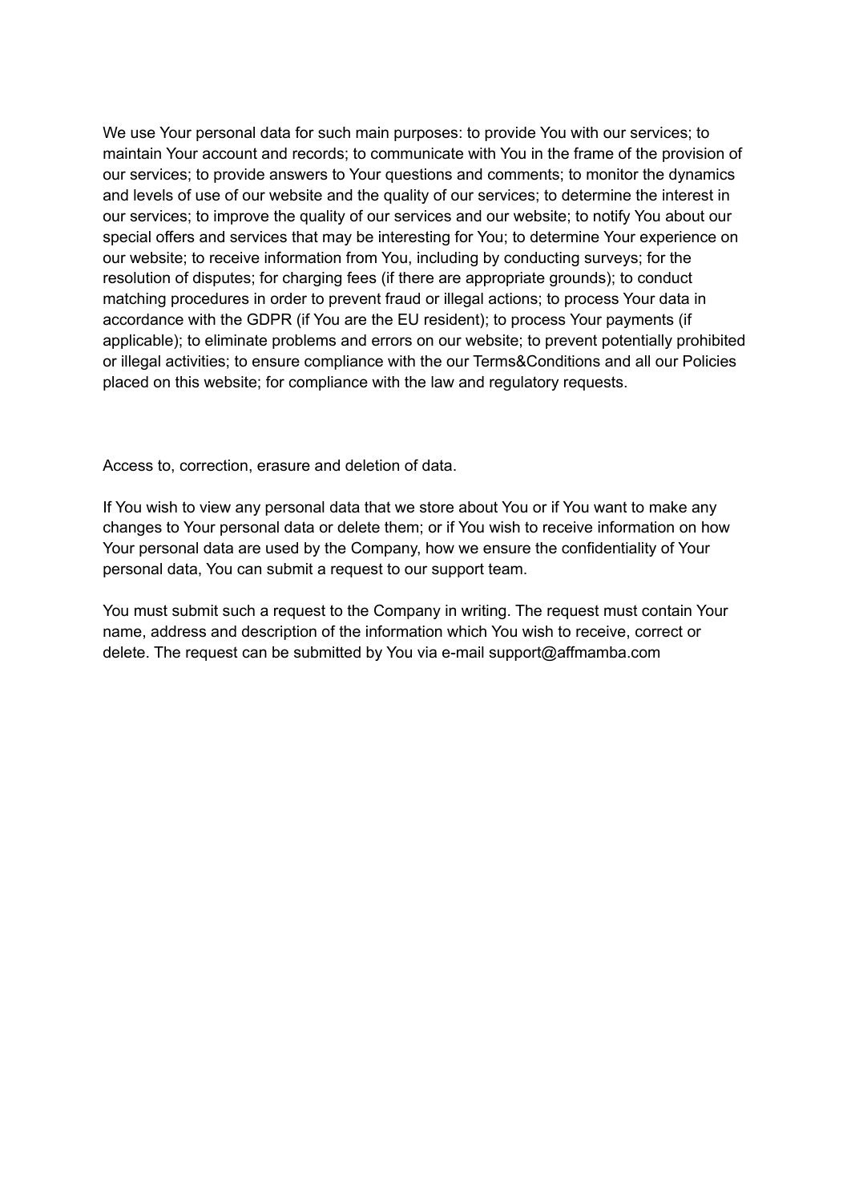We use Your personal data for such main purposes: to provide You with our services; to maintain Your account and records; to communicate with You in the frame of the provision of our services; to provide answers to Your questions and comments; to monitor the dynamics and levels of use of our website and the quality of our services; to determine the interest in our services; to improve the quality of our services and our website; to notify You about our special offers and services that may be interesting for You; to determine Your experience on our website; to receive information from You, including by conducting surveys; for the resolution of disputes; for charging fees (if there are appropriate grounds); to conduct matching procedures in order to prevent fraud or illegal actions; to process Your data in accordance with the GDPR (if You are the EU resident); to process Your payments (if applicable); to eliminate problems and errors on our website; to prevent potentially prohibited or illegal activities; to ensure compliance with the our Terms&Conditions and all our Policies placed on this website; for compliance with the law and regulatory requests.

Access to, correction, erasure and deletion of data.

If You wish to view any personal data that we store about You or if You want to make any changes to Your personal data or delete them; or if You wish to receive information on how Your personal data are used by the Company, how we ensure the confidentiality of Your personal data, You can submit a request to our support team.

You must submit such a request to the Company in writing. The request must contain Your name, address and description of the information which You wish to receive, correct or delete. The request can be submitted by You via e-mail support@affmamba.com